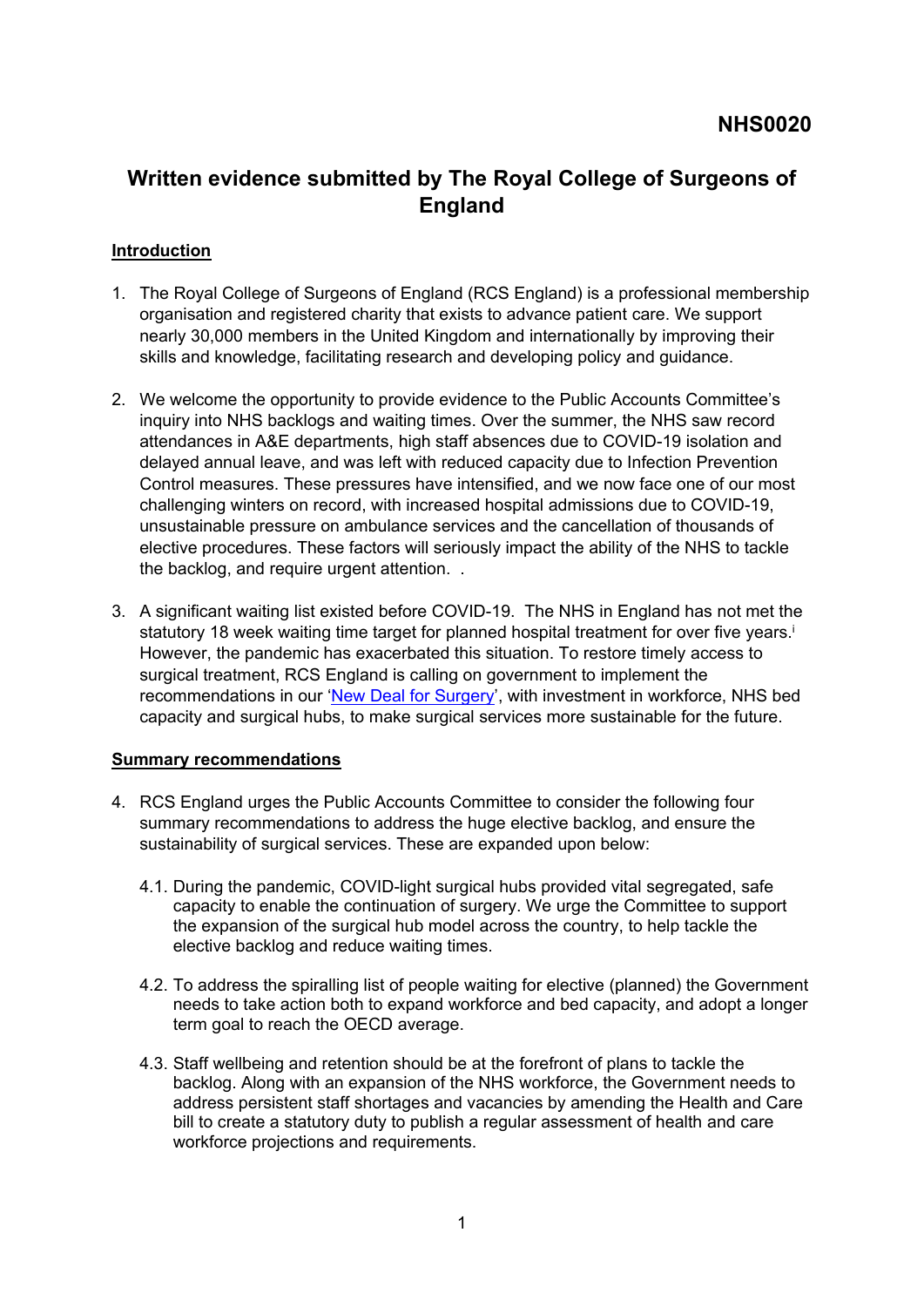**NHS0020**

# Written evidence submitted by The Royal College of Surgeons of England

## Introduction

1. The Royal College of Surgeons of England (RCS England) is a professional membership organisation and registered charity that exists to advance patient care. We support nearly 30,000 members in the United Kingdom and internationally by improving their skills and knowledge, facilitating research and developing policy and guidance.

2. We welcome the opportunity to provide evidence to the Public Accounts Committee's inquiry into NHS backlogs and waiting times. Over the summer, the NHS saw record attendances in A&E departments, high staff absences due to COVID-19 isolation and delayed annual leave, and was left with reduced capacity due to Infection Prevention Control measures. These pressures have intensified, and we now face one of our most challenging winters on record, with increased hospital admissions due to COVID-19, unsustainable pressure on ambulance services and the cancellation of thousands of elective procedures. These factors will seriously impact the ability of the NHS to tackle the backlog, and require urgent attention. .

3. A significant waiting list existed before COVID-19. The NHS in England has not met the statutory 18 week waiting time target for planned hospital treatment for over five years.[i] However, the pandemic has exacerbated this situation. To restore timely access to surgical treatment, RCS England is calling on government to implement the recommendations in our 'New Deal for Surgery', with investment in workforce, NHS bed capacity and surgical hubs, to make surgical services more sustainable for the future.

## Summary recommendations

4. RCS England urges the Public Accounts Committee to consider the following four summary recommendations to address the huge elective backlog, and ensure the sustainability of surgical services. These are expanded upon below:

   4.1. During the pandemic, COVID-light surgical hubs provided vital segregated, safe capacity to enable the continuation of surgery. We urge the Committee to support the expansion of the surgical hub model across the country, to help tackle the elective backlog and reduce waiting times.

   4.2. To address the spiralling list of people waiting for elective (planned) the Government needs to take action both to expand workforce and bed capacity, and adopt a longer term goal to reach the OECD average.

   4.3. Staff wellbeing and retention should be at the forefront of plans to tackle the backlog. Along with an expansion of the NHS workforce, the Government needs to address persistent staff shortages and vacancies by amending the Health and Care bill to create a statutory duty to publish a regular assessment of health and care workforce projections and requirements.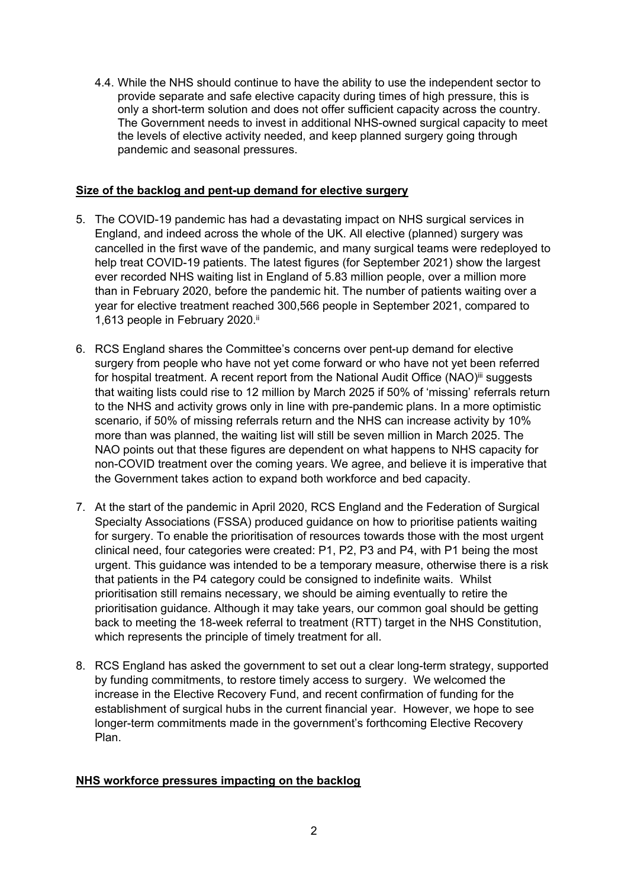4.4. While the NHS should continue to have the ability to use the independent sector to provide separate and safe elective capacity during times of high pressure, this is only a short-term solution and does not offer sufficient capacity across the country. The Government needs to invest in additional NHS-owned surgical capacity to meet the levels of elective activity needed, and keep planned surgery going through pandemic and seasonal pressures.

**Size of the backlog and pent-up demand for elective surgery**

5. The COVID-19 pandemic has had a devastating impact on NHS surgical services in England, and indeed across the whole of the UK. All elective (planned) surgery was cancelled in the first wave of the pandemic, and many surgical teams were redeployed to help treat COVID-19 patients. The latest figures (for September 2021) show the largest ever recorded NHS waiting list in England of 5.83 million people, over a million more than in February 2020, before the pandemic hit. The number of patients waiting over a year for elective treatment reached 300,566 people in September 2021, compared to 1,613 people in February 2020.[ii]

6. RCS England shares the Committee's concerns over pent-up demand for elective surgery from people who have not yet come forward or who have not yet been referred for hospital treatment. A recent report from the National Audit Office (NAO)[iii] suggests that waiting lists could rise to 12 million by March 2025 if 50% of 'missing' referrals return to the NHS and activity grows only in line with pre-pandemic plans. In a more optimistic scenario, if 50% of missing referrals return and the NHS can increase activity by 10% more than was planned, the waiting list will still be seven million in March 2025. The NAO points out that these figures are dependent on what happens to NHS capacity for non-COVID treatment over the coming years. We agree, and believe it is imperative that the Government takes action to expand both workforce and bed capacity.

7. At the start of the pandemic in April 2020, RCS England and the Federation of Surgical Specialty Associations (FSSA) produced guidance on how to prioritise patients waiting for surgery. To enable the prioritisation of resources towards those with the most urgent clinical need, four categories were created: P1, P2, P3 and P4, with P1 being the most urgent. This guidance was intended to be a temporary measure, otherwise there is a risk that patients in the P4 category could be consigned to indefinite waits. Whilst prioritisation still remains necessary, we should be aiming eventually to retire the prioritisation guidance. Although it may take years, our common goal should be getting back to meeting the 18-week referral to treatment (RTT) target in the NHS Constitution, which represents the principle of timely treatment for all.

8. RCS England has asked the government to set out a clear long-term strategy, supported by funding commitments, to restore timely access to surgery. We welcomed the increase in the Elective Recovery Fund, and recent confirmation of funding for the establishment of surgical hubs in the current financial year. However, we hope to see longer-term commitments made in the government's forthcoming Elective Recovery Plan.

**NHS workforce pressures impacting on the backlog**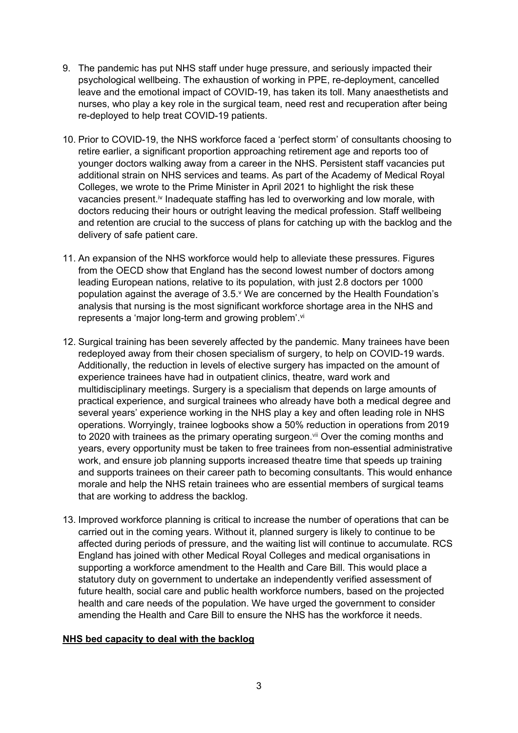9. The pandemic has put NHS staff under huge pressure, and seriously impacted their psychological wellbeing. The exhaustion of working in PPE, re-deployment, cancelled leave and the emotional impact of COVID-19, has taken its toll. Many anaesthetists and nurses, who play a key role in the surgical team, need rest and recuperation after being re-deployed to help treat COVID-19 patients.

10. Prior to COVID-19, the NHS workforce faced a 'perfect storm' of consultants choosing to retire earlier, a significant proportion approaching retirement age and reports too of younger doctors walking away from a career in the NHS. Persistent staff vacancies put additional strain on NHS services and teams. As part of the Academy of Medical Royal Colleges, we wrote to the Prime Minister in April 2021 to highlight the risk these vacancies present.[iv] Inadequate staffing has led to overworking and low morale, with doctors reducing their hours or outright leaving the medical profession. Staff wellbeing and retention are crucial to the success of plans for catching up with the backlog and the delivery of safe patient care.

11. An expansion of the NHS workforce would help to alleviate these pressures. Figures from the OECD show that England has the second lowest number of doctors among leading European nations, relative to its population, with just 2.8 doctors per 1000 population against the average of 3.5.[v] We are concerned by the Health Foundation's analysis that nursing is the most significant workforce shortage area in the NHS and represents a 'major long-term and growing problem'.[vi]

12. Surgical training has been severely affected by the pandemic. Many trainees have been redeployed away from their chosen specialism of surgery, to help on COVID-19 wards. Additionally, the reduction in levels of elective surgery has impacted on the amount of experience trainees have had in outpatient clinics, theatre, ward work and multidisciplinary meetings. Surgery is a specialism that depends on large amounts of practical experience, and surgical trainees who already have both a medical degree and several years' experience working in the NHS play a key and often leading role in NHS operations. Worryingly, trainee logbooks show a 50% reduction in operations from 2019 to 2020 with trainees as the primary operating surgeon.[vii] Over the coming months and years, every opportunity must be taken to free trainees from non-essential administrative work, and ensure job planning supports increased theatre time that speeds up training and supports trainees on their career path to becoming consultants. This would enhance morale and help the NHS retain trainees who are essential members of surgical teams that are working to address the backlog.

13. Improved workforce planning is critical to increase the number of operations that can be carried out in the coming years. Without it, planned surgery is likely to continue to be affected during periods of pressure, and the waiting list will continue to accumulate. RCS England has joined with other Medical Royal Colleges and medical organisations in supporting a workforce amendment to the Health and Care Bill. This would place a statutory duty on government to undertake an independently verified assessment of future health, social care and public health workforce numbers, based on the projected health and care needs of the population. We have urged the government to consider amending the Health and Care Bill to ensure the NHS has the workforce it needs.

**NHS bed capacity to deal with the backlog**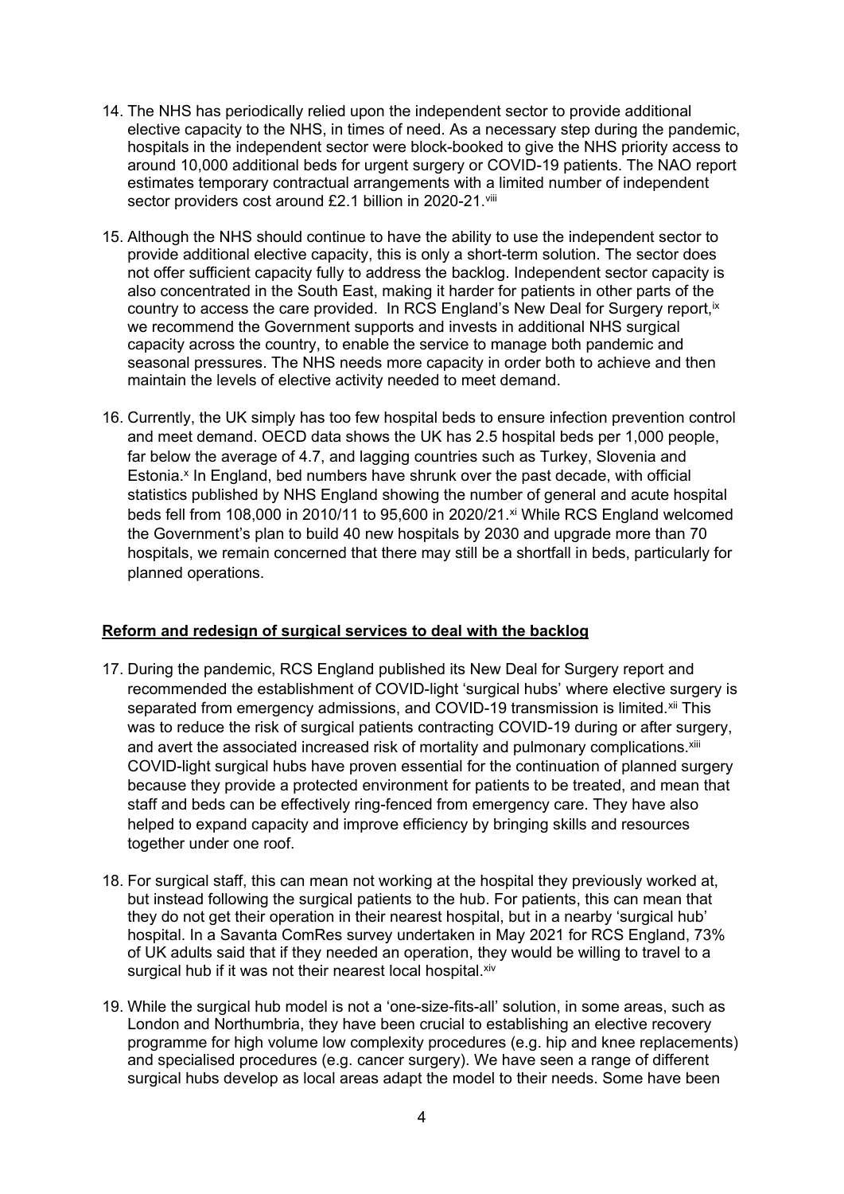14. The NHS has periodically relied upon the independent sector to provide additional elective capacity to the NHS, in times of need. As a necessary step during the pandemic, hospitals in the independent sector were block-booked to give the NHS priority access to around 10,000 additional beds for urgent surgery or COVID-19 patients. The NAO report estimates temporary contractual arrangements with a limited number of independent sector providers cost around £2.1 billion in 2020-21.[viii]

15. Although the NHS should continue to have the ability to use the independent sector to provide additional elective capacity, this is only a short-term solution. The sector does not offer sufficient capacity fully to address the backlog. Independent sector capacity is also concentrated in the South East, making it harder for patients in other parts of the country to access the care provided. In RCS England's New Deal for Surgery report,[ix] we recommend the Government supports and invests in additional NHS surgical capacity across the country, to enable the service to manage both pandemic and seasonal pressures. The NHS needs more capacity in order both to achieve and then maintain the levels of elective activity needed to meet demand.

16. Currently, the UK simply has too few hospital beds to ensure infection prevention control and meet demand. OECD data shows the UK has 2.5 hospital beds per 1,000 people, far below the average of 4.7, and lagging countries such as Turkey, Slovenia and Estonia.[x] In England, bed numbers have shrunk over the past decade, with official statistics published by NHS England showing the number of general and acute hospital beds fell from 108,000 in 2010/11 to 95,600 in 2020/21.[xi] While RCS England welcomed the Government's plan to build 40 new hospitals by 2030 and upgrade more than 70 hospitals, we remain concerned that there may still be a shortfall in beds, particularly for planned operations.

**Reform and redesign of surgical services to deal with the backlog**

17. During the pandemic, RCS England published its New Deal for Surgery report and recommended the establishment of COVID-light 'surgical hubs' where elective surgery is separated from emergency admissions, and COVID-19 transmission is limited.[xii] This was to reduce the risk of surgical patients contracting COVID-19 during or after surgery, and avert the associated increased risk of mortality and pulmonary complications.[xiii] COVID-light surgical hubs have proven essential for the continuation of planned surgery because they provide a protected environment for patients to be treated, and mean that staff and beds can be effectively ring-fenced from emergency care. They have also helped to expand capacity and improve efficiency by bringing skills and resources together under one roof.

18. For surgical staff, this can mean not working at the hospital they previously worked at, but instead following the surgical patients to the hub. For patients, this can mean that they do not get their operation in their nearest hospital, but in a nearby 'surgical hub' hospital. In a Savanta ComRes survey undertaken in May 2021 for RCS England, 73% of UK adults said that if they needed an operation, they would be willing to travel to a surgical hub if it was not their nearest local hospital.[xiv]

19. While the surgical hub model is not a 'one-size-fits-all' solution, in some areas, such as London and Northumbria, they have been crucial to establishing an elective recovery programme for high volume low complexity procedures (e.g. hip and knee replacements) and specialised procedures (e.g. cancer surgery). We have seen a range of different surgical hubs develop as local areas adapt the model to their needs. Some have been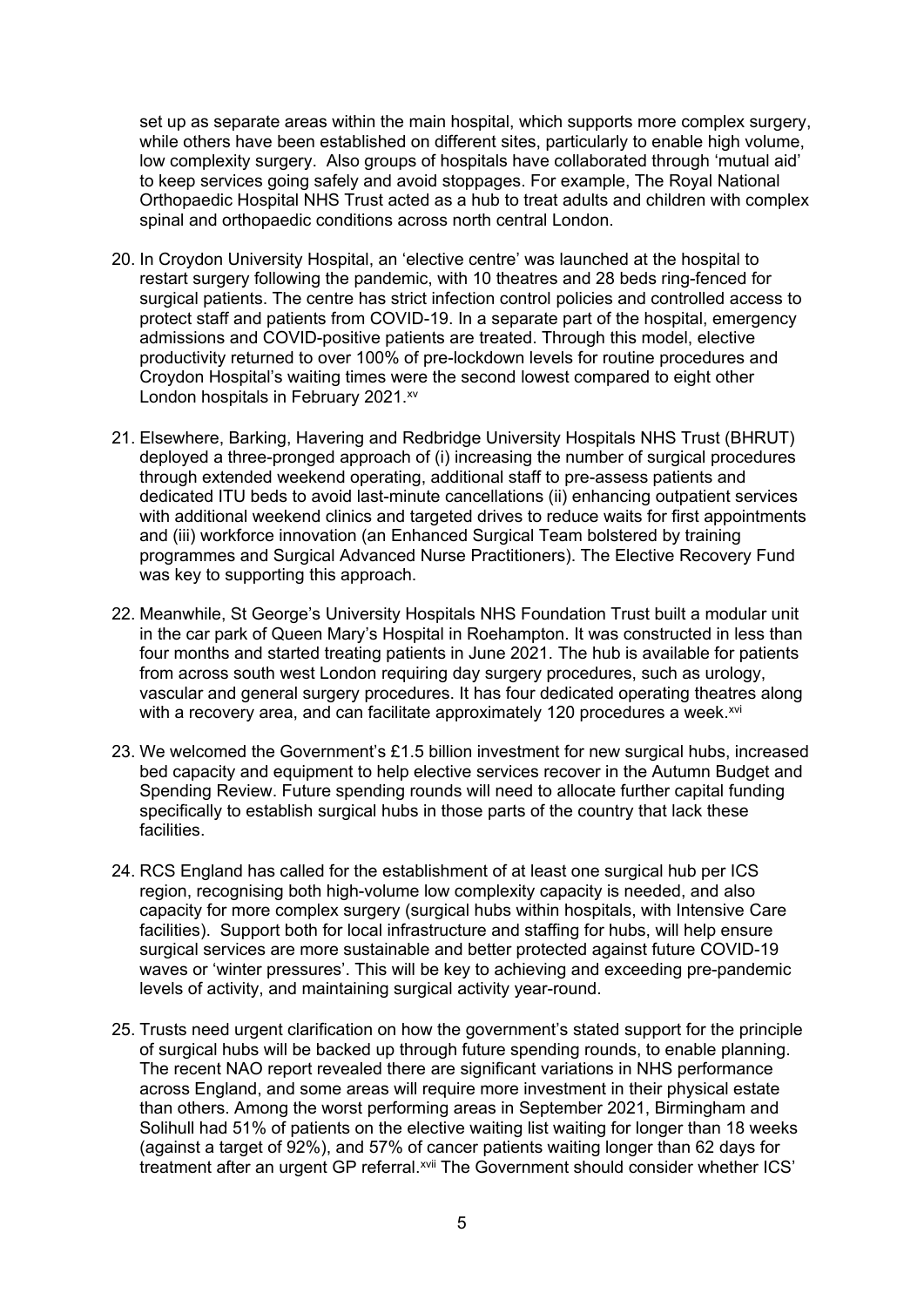set up as separate areas within the main hospital, which supports more complex surgery, while others have been established on different sites, particularly to enable high volume, low complexity surgery. Also groups of hospitals have collaborated through 'mutual aid' to keep services going safely and avoid stoppages. For example, The Royal National Orthopaedic Hospital NHS Trust acted as a hub to treat adults and children with complex spinal and orthopaedic conditions across north central London.

20. In Croydon University Hospital, an 'elective centre' was launched at the hospital to restart surgery following the pandemic, with 10 theatres and 28 beds ring-fenced for surgical patients. The centre has strict infection control policies and controlled access to protect staff and patients from COVID-19. In a separate part of the hospital, emergency admissions and COVID-positive patients are treated. Through this model, elective productivity returned to over 100% of pre-lockdown levels for routine procedures and Croydon Hospital's waiting times were the second lowest compared to eight other London hospitals in February 2021.[xv]

21. Elsewhere, Barking, Havering and Redbridge University Hospitals NHS Trust (BHRUT) deployed a three-pronged approach of (i) increasing the number of surgical procedures through extended weekend operating, additional staff to pre-assess patients and dedicated ITU beds to avoid last-minute cancellations (ii) enhancing outpatient services with additional weekend clinics and targeted drives to reduce waits for first appointments and (iii) workforce innovation (an Enhanced Surgical Team bolstered by training programmes and Surgical Advanced Nurse Practitioners). The Elective Recovery Fund was key to supporting this approach.

22. Meanwhile, St George's University Hospitals NHS Foundation Trust built a modular unit in the car park of Queen Mary's Hospital in Roehampton. It was constructed in less than four months and started treating patients in June 2021. The hub is available for patients from across south west London requiring day surgery procedures, such as urology, vascular and general surgery procedures. It has four dedicated operating theatres along with a recovery area, and can facilitate approximately 120 procedures a week.[xvi]

23. We welcomed the Government's £1.5 billion investment for new surgical hubs, increased bed capacity and equipment to help elective services recover in the Autumn Budget and Spending Review. Future spending rounds will need to allocate further capital funding specifically to establish surgical hubs in those parts of the country that lack these facilities.

24. RCS England has called for the establishment of at least one surgical hub per ICS region, recognising both high-volume low complexity capacity is needed, and also capacity for more complex surgery (surgical hubs within hospitals, with Intensive Care facilities). Support both for local infrastructure and staffing for hubs, will help ensure surgical services are more sustainable and better protected against future COVID-19 waves or 'winter pressures'. This will be key to achieving and exceeding pre-pandemic levels of activity, and maintaining surgical activity year-round.

25. Trusts need urgent clarification on how the government's stated support for the principle of surgical hubs will be backed up through future spending rounds, to enable planning. The recent NAO report revealed there are significant variations in NHS performance across England, and some areas will require more investment in their physical estate than others. Among the worst performing areas in September 2021, Birmingham and Solihull had 51% of patients on the elective waiting list waiting for longer than 18 weeks (against a target of 92%), and 57% of cancer patients waiting longer than 62 days for treatment after an urgent GP referral.[xvii] The Government should consider whether ICS'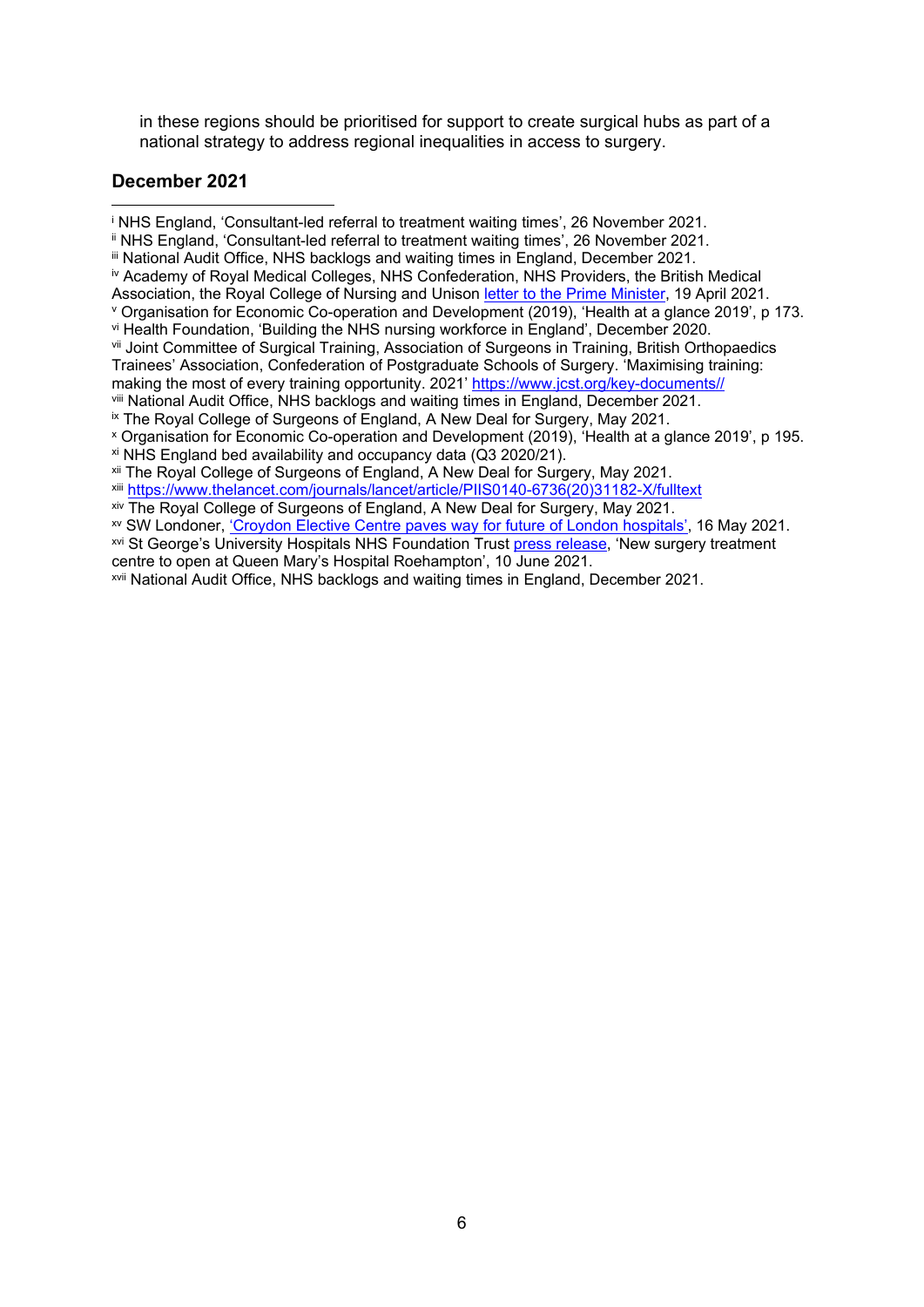in these regions should be prioritised for support to create surgical hubs as part of a national strategy to address regional inequalities in access to surgery.

**December 2021**

---

[i] NHS England, 'Consultant-led referral to treatment waiting times', 26 November 2021.

[ii] NHS England, 'Consultant-led referral to treatment waiting times', 26 November 2021.

[iii] National Audit Office, NHS backlogs and waiting times in England, December 2021.

[iv] Academy of Royal Medical Colleges, NHS Confederation, NHS Providers, the British Medical Association, the Royal College of Nursing and Unison letter to the Prime Minister, 19 April 2021.

[v] Organisation for Economic Co-operation and Development (2019), 'Health at a glance 2019', p 173.

[vi] Health Foundation, 'Building the NHS nursing workforce in England', December 2020.

[vii] Joint Committee of Surgical Training, Association of Surgeons in Training, British Orthopaedics Trainees' Association, Confederation of Postgraduate Schools of Surgery. 'Maximising training: making the most of every training opportunity. 2021' https://www.jcst.org/key-documents//

[viii] National Audit Office, NHS backlogs and waiting times in England, December 2021.

[ix] The Royal College of Surgeons of England, A New Deal for Surgery, May 2021.

[x] Organisation for Economic Co-operation and Development (2019), 'Health at a glance 2019', p 195.

[xi] NHS England bed availability and occupancy data (Q3 2020/21).

[xii] The Royal College of Surgeons of England, A New Deal for Surgery, May 2021.

[xiii] https://www.thelancet.com/journals/lancet/article/PIIS0140-6736(20)31182-X/fulltext

[xiv] The Royal College of Surgeons of England, A New Deal for Surgery, May 2021.

[xv] SW Londoner, 'Croydon Elective Centre paves way for future of London hospitals', 16 May 2021.

[xvi] St George's University Hospitals NHS Foundation Trust press release, 'New surgery treatment centre to open at Queen Mary's Hospital Roehampton', 10 June 2021.

[xvii] National Audit Office, NHS backlogs and waiting times in England, December 2021.